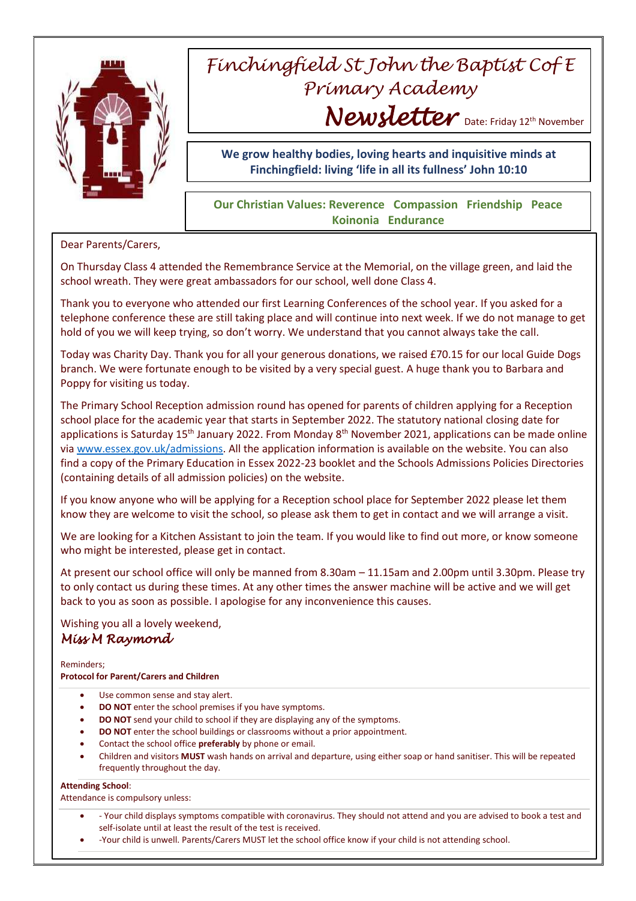# Finchingfield St John the Baptist C of E Primary Academy

## Newsletter

Date: Friday 12th November

**We grow healthy bodies, loving hearts and inquisitive minds at Finchingfield: living 'life in all its fullness' John 10:10**

**Our Christian Values: Reverence Compassion Friendship Peace Koinonia Endurance**

Dear Parents/Carers,

On Thursday Class 4 attended the Remembrance Service at the Memorial, on the village green, and laid the school wreath. They were great ambassadors for our school, well done Class 4.

Thank you to everyone who attended our first Learning Conferences of the school year. If you asked for a telephone conference these are still taking place and will continue into next week. If we do not manage to get hold of you we will keep trying, so don't worry. We understand that you cannot always take the call.

Today was Charity Day. Thank you for all your generous donations, we raised £70.15 for our local Guide Dogs branch. We were fortunate enough to be visited by a very special guest. A huge thank you to Barbara and Poppy for visiting us today.

The Primary School Reception admission round has opened for parents of children applying for a Reception school place for the academic year that starts in September 2022. The statutory national closing date for applications is Saturday 15th January 2022. From Monday 8th November 2021, applications can be made online via www.essex.gov.uk/admissions. All the application information is available on the website. You can also find a copy of the Primary Education in Essex 2022-23 booklet and the Schools Admissions Policies Directories (containing details of all admission policies) on the website.

If you know anyone who will be applying for a Reception school place for September 2022 please let them know they are welcome to visit the school, so please ask them to get in contact and we will arrange a visit.

We are looking for a Kitchen Assistant to join the team. If you would like to find out more, or know someone who might be interested, please get in contact.

At present our school office will only be manned from 8.30am – 11.15am and 2.00pm until 3.30pm. Please try to only contact us during these times. At any other times the answer machine will be active and we will get back to you as soon as possible. I apologise for any inconvenience this causes.

Wishing you all a lovely weekend,

*Miss M Raymond*

Reminders;

**Protocol for Parent/Carers and Children**

- Use common sense and stay alert.
- **DO NOT** enter the school premises if you have symptoms.
- **DO NOT** send your child to school if they are displaying any of the symptoms.
- **DO NOT** enter the school buildings or classrooms without a prior appointment.
- Contact the school office **preferably** by phone or email.
- Children and visitors **MUST** wash hands on arrival and departure, using either soap or hand sanitiser. This will be repeated frequently throughout the day.

**Attending School**:

Attendance is compulsory unless:

- - Your child displays symptoms compatible with coronavirus. They should not attend and you are advised to book a test and self-isolate until at least the result of the test is received.
- -Your child is unwell. Parents/Carers MUST let the school office know if your child is not attending school.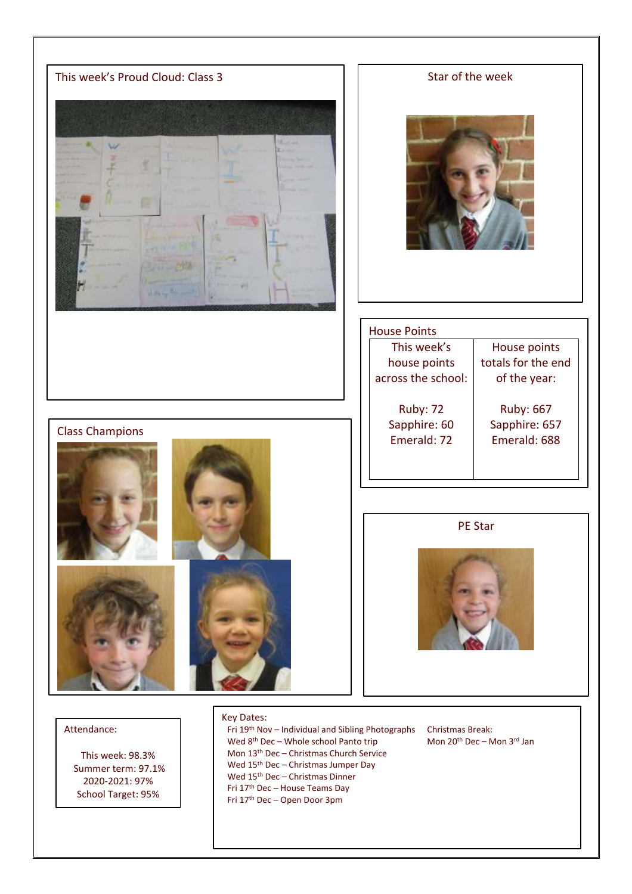## This week's Proud Cloud: Class 3

## Star of the week

## House Points

| This week's house points across the school: | House points totals for the end of the year: |
|---|---|
| Ruby: 72<br>Sapphire: 60<br>Emerald: 72 | Ruby: 667<br>Sapphire: 657<br>Emerald: 688 |

## Class Champions

## PE Star

## Attendance:

This week: 98.3%
Summer term: 97.1%
2020-2021: 97%
School Target: 95%

## Key Dates:

- Fri 19th Nov – Individual and Sibling Photographs
- Wed 8th Dec – Whole school Panto trip
- Mon 13th Dec – Christmas Church Service
- Wed 15th Dec – Christmas Jumper Day
- Wed 15th Dec – Christmas Dinner
- Fri 17th Dec – House Teams Day
- Fri 17th Dec – Open Door 3pm

Christmas Break:
Mon 20th Dec – Mon 3rd Jan